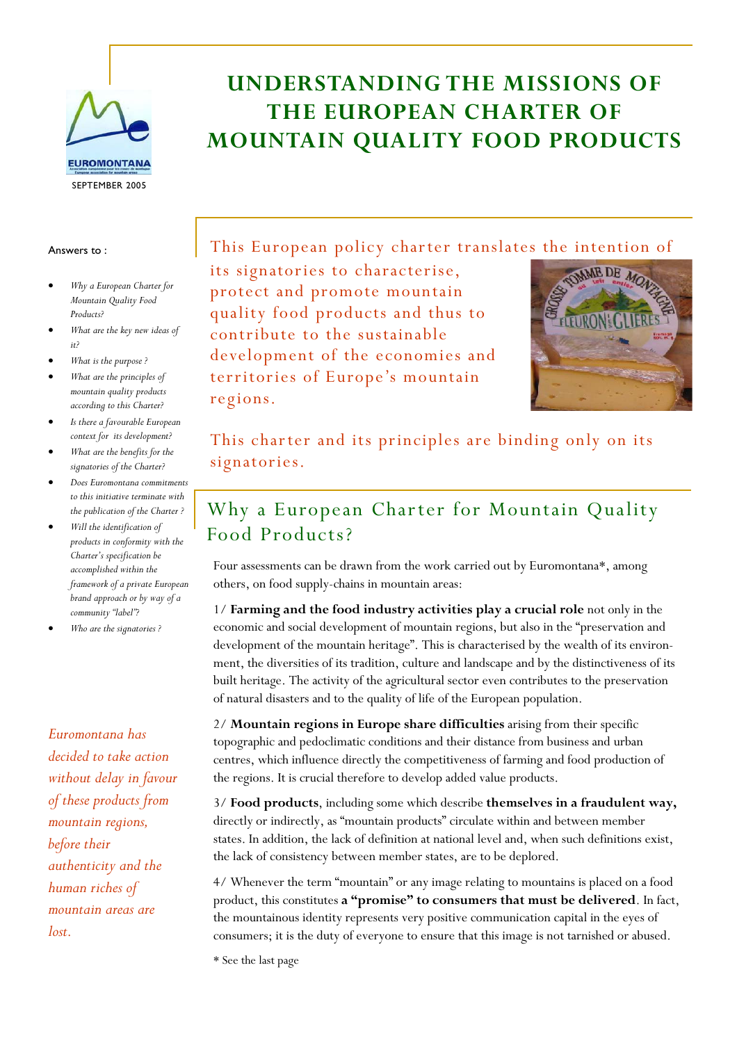# UNDERSTANDING THE MISSIONS OF THE EUROPEAN CHARTER OF MOUNTAIN QUALITY FOOD PRODUCTS

EUROMONTANA

SEPTEMBER 2005

Answers to :

- *Why a European Charter for Mountain Quality Food Products?*
- *What are the key new ideas of it?*
- *What is the purpose ?*
- *What are the principles of mountain quality products according to this Charter?*
- *Is there a favourable European context for its development?*
- *What are the benefits for the signatories of the Charter?*
- *Does Euromontana commitments to this initiative terminate with the publication of the Charter ?*
- *Will the identification of products in conformity with the Charter's specification be accomplished within the framework of a private European brand approach or by way of a community "label"?*
- *Who are the signatories ?*

*Euromontana has decided to take action without delay in favour of these products from mountain regions, before their authenticity and the human riches of mountain areas are lost.*

This European policy charter translates the intention of its signatories to characterise, protect and promote mountain quality food products and thus to contribute to the sustainable development of the economies and territories of Europe's mountain regions.

This charter and its principles are binding only on its signatories.

## Why a European Charter for Mountain Quality Food Products?

Four assessments can be drawn from the work carried out by Euromontana*, among others, on food supply-chains in mountain areas:

1/ **Farming and the food industry activities play a crucial role** not only in the economic and social development of mountain regions, but also in the "preservation and development of the mountain heritage". This is characterised by the wealth of its environment, the diversities of its tradition, culture and landscape and by the distinctiveness of its built heritage. The activity of the agricultural sector even contributes to the preservation of natural disasters and to the quality of life of the European population.

2/ **Mountain regions in Europe share difficulties** arising from their specific topographic and pedoclimatic conditions and their distance from business and urban centres, which influence directly the competitiveness of farming and food production of the regions. It is crucial therefore to develop added value products.

3/ **Food products**, including some which describe **themselves in a fraudulent way,** directly or indirectly, as "mountain products" circulate within and between member states. In addition, the lack of definition at national level and, when such definitions exist, the lack of consistency between member states, are to be deplored.

4/ Whenever the term "mountain" or any image relating to mountains is placed on a food product, this constitutes **a "promise" to consumers that must be delivered**. In fact, the mountainous identity represents very positive communication capital in the eyes of consumers; it is the duty of everyone to ensure that this image is not tarnished or abused.

\* See the last page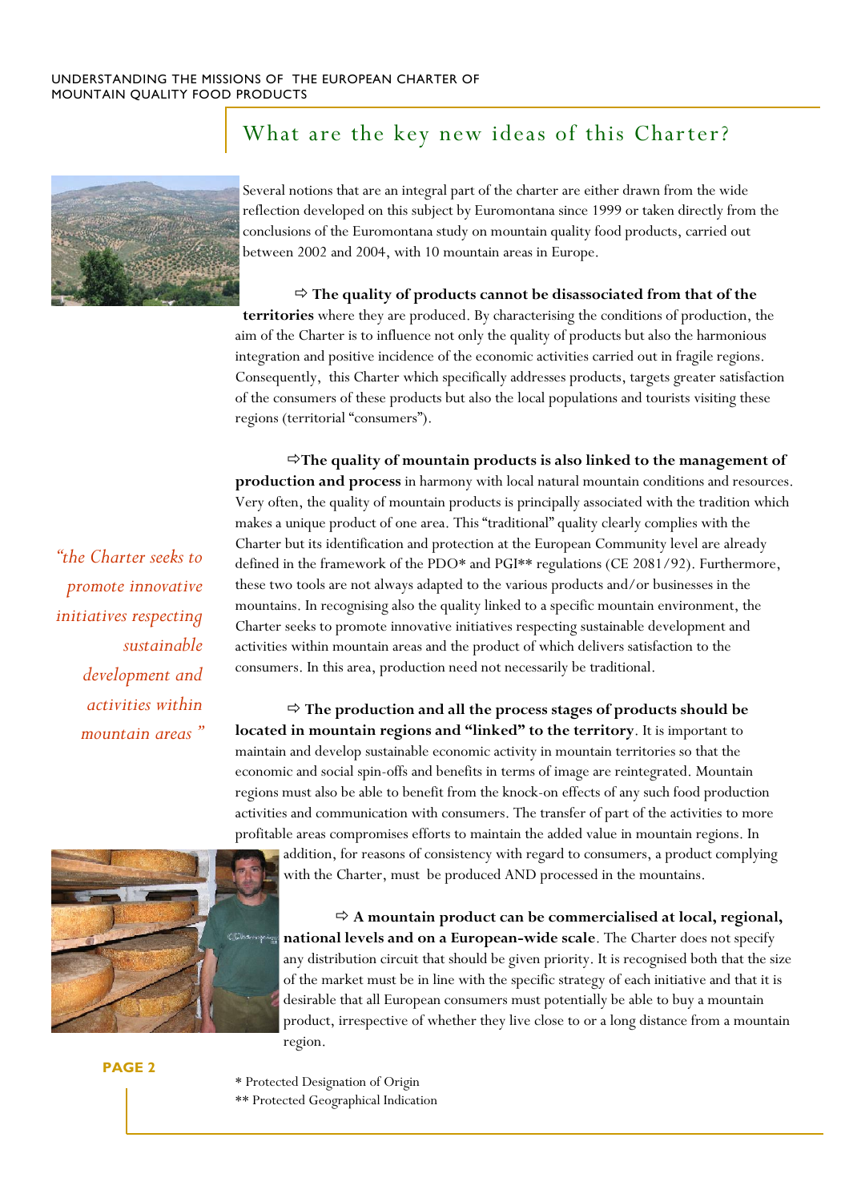## What are the key new ideas of this Charter?

Several notions that are an integral part of the charter are either drawn from the wide reflection developed on this subject by Euromontana since 1999 or taken directly from the conclusions of the Euromontana study on mountain quality food products, carried out between 2002 and 2004, with 10 mountain areas in Europe.

⇨ **The quality of products cannot be disassociated from that of the territories** where they are produced. By characterising the conditions of production, the aim of the Charter is to influence not only the quality of products but also the harmonious integration and positive incidence of the economic activities carried out in fragile regions. Consequently, this Charter which specifically addresses products, targets greater satisfaction of the consumers of these products but also the local populations and tourists visiting these regions (territorial "consumers").

⇨**The quality of mountain products is also linked to the management of production and process** in harmony with local natural mountain conditions and resources. Very often, the quality of mountain products is principally associated with the tradition which makes a unique product of one area. This "traditional" quality clearly complies with the Charter but its identification and protection at the European Community level are already defined in the framework of the PDO* and PGI** regulations (CE 2081/92). Furthermore, these two tools are not always adapted to the various products and/or businesses in the mountains. In recognising also the quality linked to a specific mountain environment, the Charter seeks to promote innovative initiatives respecting sustainable development and activities within mountain areas and the product of which delivers satisfaction to the consumers. In this area, production need not necessarily be traditional.

*"the Charter seeks to promote innovative initiatives respecting sustainable development and activities within mountain areas"*

⇨ **The production and all the process stages of products should be located in mountain regions and "linked" to the territory**. It is important to maintain and develop sustainable economic activity in mountain territories so that the economic and social spin-offs and benefits in terms of image are reintegrated. Mountain regions must also be able to benefit from the knock-on effects of any such food production activities and communication with consumers. The transfer of part of the activities to more profitable areas compromises efforts to maintain the added value in mountain regions. In addition, for reasons of consistency with regard to consumers, a product complying with the Charter, must be produced AND processed in the mountains.

⇨ **A mountain product can be commercialised at local, regional, national levels and on a European-wide scale**. The Charter does not specify any distribution circuit that should be given priority. It is recognised both that the size of the market must be in line with the specific strategy of each initiative and that it is desirable that all European consumers must potentially be able to buy a mountain product, irrespective of whether they live close to or a long distance from a mountain region.

\* Protected Designation of Origin
\*\* Protected Geographical Indication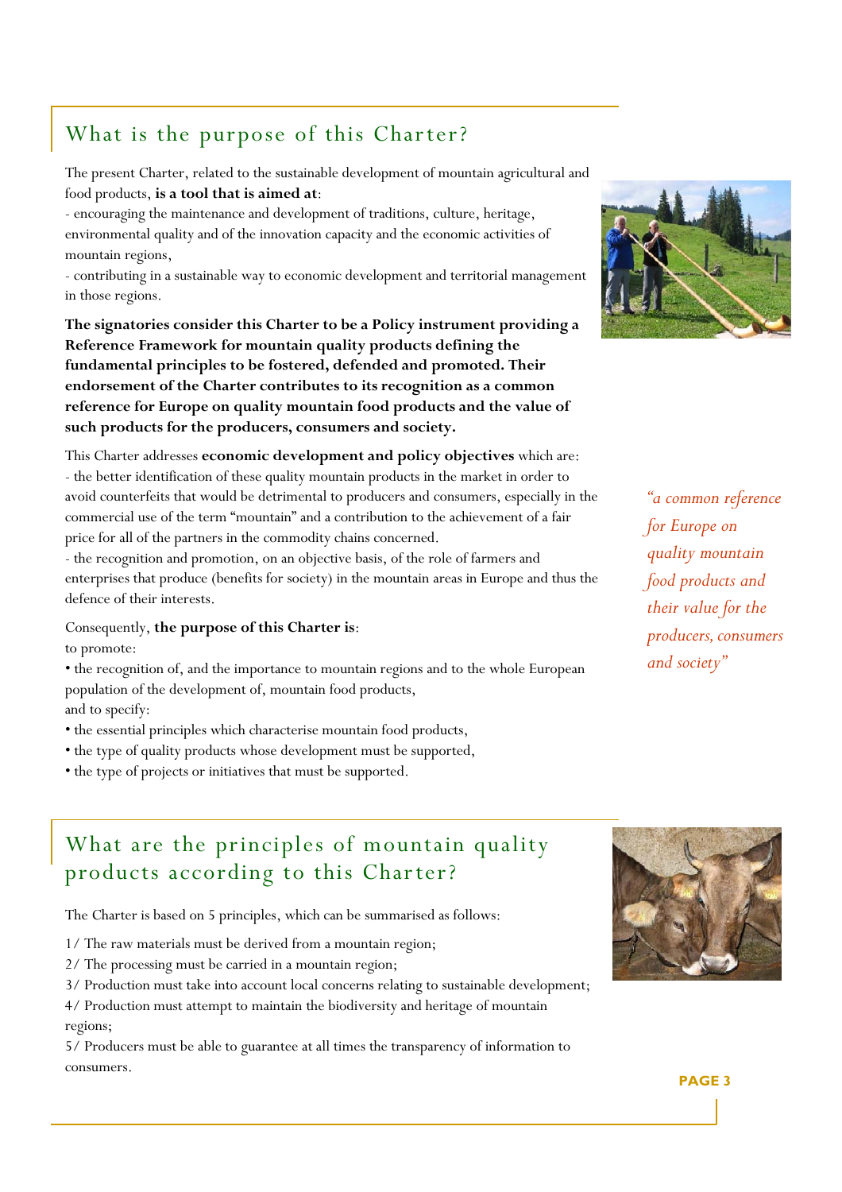## What is the purpose of this Charter?

The present Charter, related to the sustainable development of mountain agricultural and food products, **is a tool that is aimed at**:

- encouraging the maintenance and development of traditions, culture, heritage, environmental quality and of the innovation capacity and the economic activities of mountain regions,
- contributing in a sustainable way to economic development and territorial management in those regions.

**The signatories consider this Charter to be a Policy instrument providing a Reference Framework for mountain quality products defining the fundamental principles to be fostered, defended and promoted. Their endorsement of the Charter contributes to its recognition as a common reference for Europe on quality mountain food products and the value of such products for the producers, consumers and society.**

This Charter addresses **economic development and policy objectives** which are:

- the better identification of these quality mountain products in the market in order to avoid counterfeits that would be detrimental to producers and consumers, especially in the commercial use of the term "mountain" and a contribution to the achievement of a fair price for all of the partners in the commodity chains concerned.
- the recognition and promotion, on an objective basis, of the role of farmers and enterprises that produce (benefits for society) in the mountain areas in Europe and thus the defence of their interests.

Consequently, **the purpose of this Charter is**:

to promote:

- the recognition of, and the importance to mountain regions and to the whole European population of the development of, mountain food products,

and to specify:

- the essential principles which characterise mountain food products,
- the type of quality products whose development must be supported,
- the type of projects or initiatives that must be supported.

*"a common reference for Europe on quality mountain food products and their value for the producers, consumers and society"*

## What are the principles of mountain quality products according to this Charter?

The Charter is based on 5 principles, which can be summarised as follows:

1/ The raw materials must be derived from a mountain region;

2/ The processing must be carried in a mountain region;

3/ Production must take into account local concerns relating to sustainable development;

4/ Production must attempt to maintain the biodiversity and heritage of mountain regions;

5/ Producers must be able to guarantee at all times the transparency of information to consumers.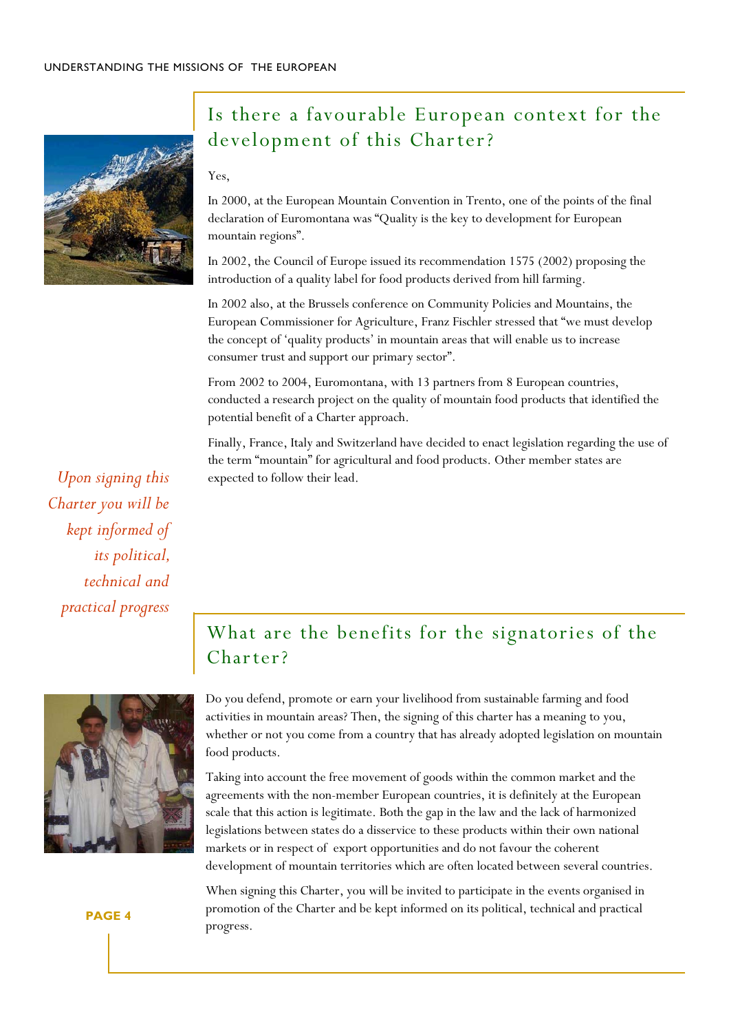## Is there a favourable European context for the development of this Charter?

Yes,

In 2000, at the European Mountain Convention in Trento, one of the points of the final declaration of Euromontana was "Quality is the key to development for European mountain regions".

In 2002, the Council of Europe issued its recommendation 1575 (2002) proposing the introduction of a quality label for food products derived from hill farming.

In 2002 also, at the Brussels conference on Community Policies and Mountains, the European Commissioner for Agriculture, Franz Fischler stressed that "we must develop the concept of 'quality products' in mountain areas that will enable us to increase consumer trust and support our primary sector".

From 2002 to 2004, Euromontana, with 13 partners from 8 European countries, conducted a research project on the quality of mountain food products that identified the potential benefit of a Charter approach.

Finally, France, Italy and Switzerland have decided to enact legislation regarding the use of the term "mountain" for agricultural and food products. Other member states are expected to follow their lead.

*Upon signing this Charter you will be kept informed of its political, technical and practical progress*

## What are the benefits for the signatories of the Charter?

Do you defend, promote or earn your livelihood from sustainable farming and food activities in mountain areas? Then, the signing of this charter has a meaning to you, whether or not you come from a country that has already adopted legislation on mountain food products.

Taking into account the free movement of goods within the common market and the agreements with the non-member European countries, it is definitely at the European scale that this action is legitimate. Both the gap in the law and the lack of harmonized legislations between states do a disservice to these products within their own national markets or in respect of export opportunities and do not favour the coherent development of mountain territories which are often located between several countries.

When signing this Charter, you will be invited to participate in the events organised in promotion of the Charter and be kept informed on its political, technical and practical progress.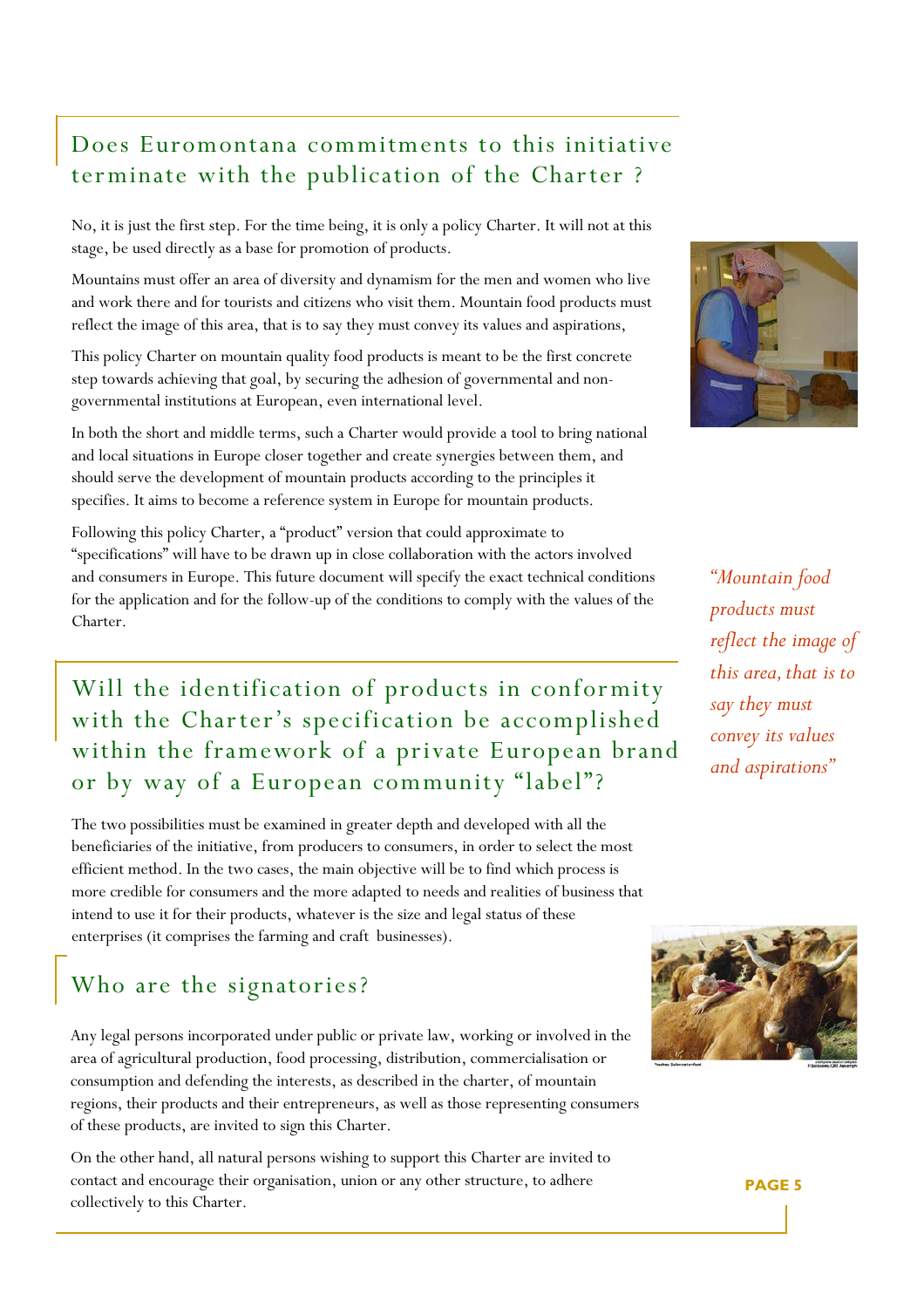## Does Euromontana commitments to this initiative terminate with the publication of the Charter ?

No, it is just the first step. For the time being, it is only a policy Charter. It will not at this stage, be used directly as a base for promotion of products.

Mountains must offer an area of diversity and dynamism for the men and women who live and work there and for tourists and citizens who visit them. Mountain food products must reflect the image of this area, that is to say they must convey its values and aspirations,

This policy Charter on mountain quality food products is meant to be the first concrete step towards achieving that goal, by securing the adhesion of governmental and non-governmental institutions at European, even international level.

In both the short and middle terms, such a Charter would provide a tool to bring national and local situations in Europe closer together and create synergies between them, and should serve the development of mountain products according to the principles it specifies. It aims to become a reference system in Europe for mountain products.

Following this policy Charter, a "product" version that could approximate to "specifications" will have to be drawn up in close collaboration with the actors involved and consumers in Europe. This future document will specify the exact technical conditions for the application and for the follow-up of the conditions to comply with the values of the Charter.

*"Mountain food products must reflect the image of this area, that is to say they must convey its values and aspirations"*

## Will the identification of products in conformity with the Charter's specification be accomplished within the framework of a private European brand or by way of a European community "label"?

The two possibilities must be examined in greater depth and developed with all the beneficiaries of the initiative, from producers to consumers, in order to select the most efficient method. In the two cases, the main objective will be to find which process is more credible for consumers and the more adapted to needs and realities of business that intend to use it for their products, whatever is the size and legal status of these enterprises (it comprises the farming and craft businesses).

## Who are the signatories?

Any legal persons incorporated under public or private law, working or involved in the area of agricultural production, food processing, distribution, commercialisation or consumption and defending the interests, as described in the charter, of mountain regions, their products and their entrepreneurs, as well as those representing consumers of these products, are invited to sign this Charter.

On the other hand, all natural persons wishing to support this Charter are invited to contact and encourage their organisation, union or any other structure, to adhere collectively to this Charter.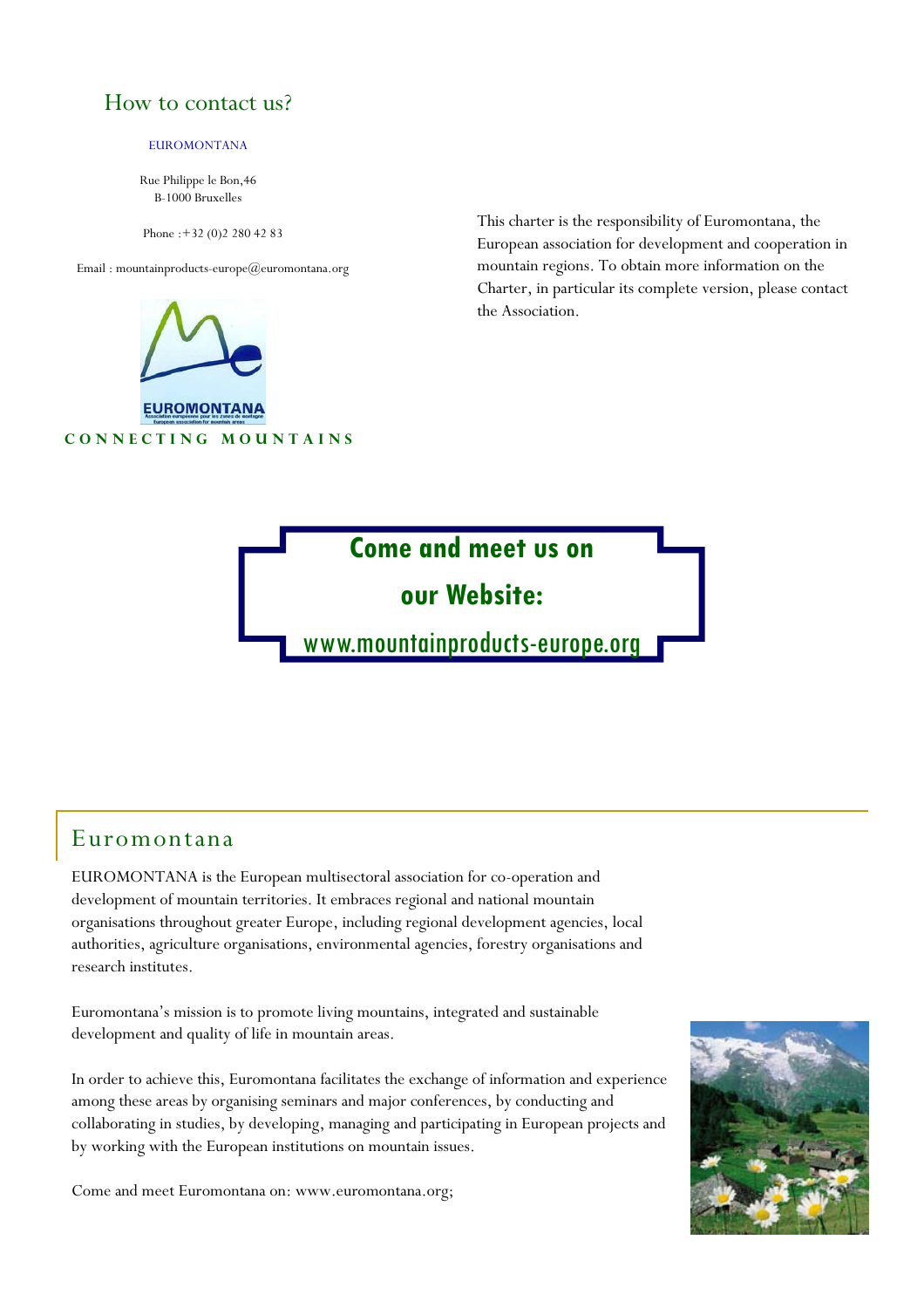## How to contact us?

EUROMONTANA

Rue Philippe le Bon,46
B-1000 Bruxelles

Phone :+32 (0)2 280 42 83

Email : mountainproducts-europe@euromontana.org

CONNECTING MOUNTAINS

This charter is the responsibility of Euromontana, the European association for development and cooperation in mountain regions. To obtain more information on the Charter, in particular its complete version, please contact the Association.

**Come and meet us on our Website:**

www.mountainproducts-europe.org

## Euromontana

EUROMONTANA is the European multisectoral association for co-operation and development of mountain territories. It embraces regional and national mountain organisations throughout greater Europe, including regional development agencies, local authorities, agriculture organisations, environmental agencies, forestry organisations and research institutes.

Euromontana's mission is to promote living mountains, integrated and sustainable development and quality of life in mountain areas.

In order to achieve this, Euromontana facilitates the exchange of information and experience among these areas by organising seminars and major conferences, by conducting and collaborating in studies, by developing, managing and participating in European projects and by working with the European institutions on mountain issues.

Come and meet Euromontana on: www.euromontana.org;